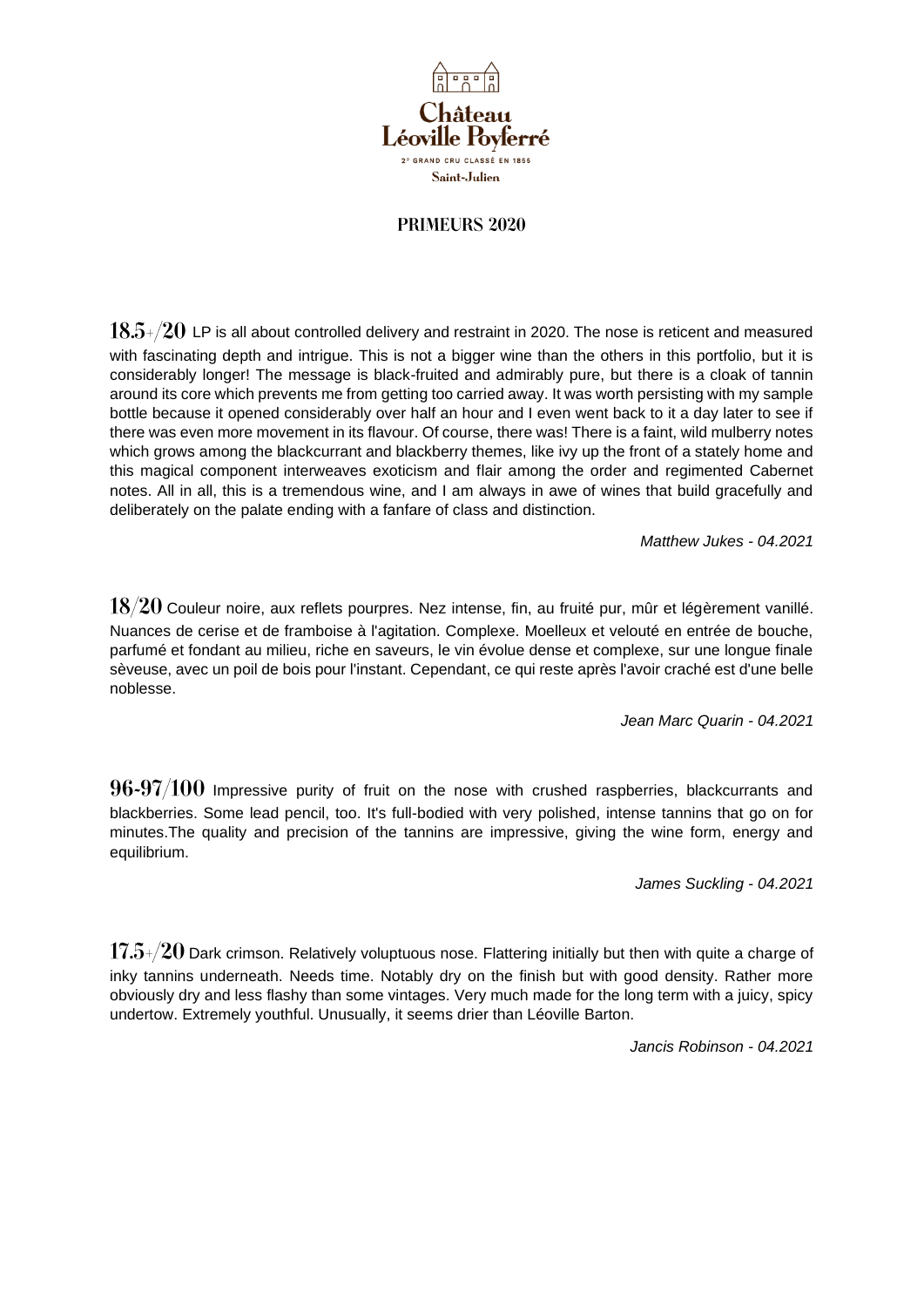# Château Léoville Poyferré

2e GRAND CRU CLASSÉ EN 1855

Saint-Julien

## PRIMEURS 2020

**18.5+/20** LP is all about controlled delivery and restraint in 2020. The nose is reticent and measured with fascinating depth and intrigue. This is not a bigger wine than the others in this portfolio, but it is considerably longer! The message is black-fruited and admirably pure, but there is a cloak of tannin around its core which prevents me from getting too carried away. It was worth persisting with my sample bottle because it opened considerably over half an hour and I even went back to it a day later to see if there was even more movement in its flavour. Of course, there was! There is a faint, wild mulberry notes which grows among the blackcurrant and blackberry themes, like ivy up the front of a stately home and this magical component interweaves exoticism and flair among the order and regimented Cabernet notes. All in all, this is a tremendous wine, and I am always in awe of wines that build gracefully and deliberately on the palate ending with a fanfare of class and distinction.

*Matthew Jukes - 04.2021*

**18/20** Couleur noire, aux reflets pourpres. Nez intense, fin, au fruité pur, mûr et légèrement vanillé. Nuances de cerise et de framboise à l'agitation. Complexe. Moelleux et velouté en entrée de bouche, parfumé et fondant au milieu, riche en saveurs, le vin évolue dense et complexe, sur une longue finale sèveuse, avec un poil de bois pour l'instant. Cependant, ce qui reste après l'avoir craché est d'une belle noblesse.

*Jean Marc Quarin - 04.2021*

**96-97/100** Impressive purity of fruit on the nose with crushed raspberries, blackcurrants and blackberries. Some lead pencil, too. It's full-bodied with very polished, intense tannins that go on for minutes.The quality and precision of the tannins are impressive, giving the wine form, energy and equilibrium.

*James Suckling - 04.2021*

**17.5+/20** Dark crimson. Relatively voluptuous nose. Flattering initially but then with quite a charge of inky tannins underneath. Needs time. Notably dry on the finish but with good density. Rather more obviously dry and less flashy than some vintages. Very much made for the long term with a juicy, spicy undertow. Extremely youthful. Unusually, it seems drier than Léoville Barton.

*Jancis Robinson - 04.2021*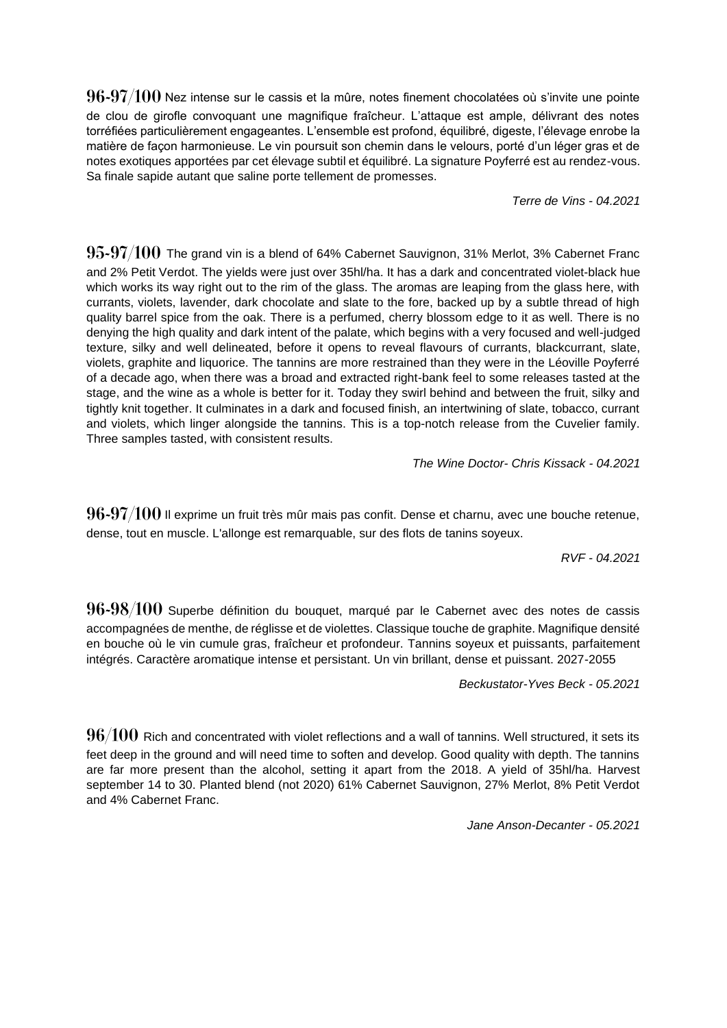**96-97/100** Nez intense sur le cassis et la mûre, notes finement chocolatées où s'invite une pointe de clou de girofle convoquant une magnifique fraîcheur. L'attaque est ample, délivrant des notes torréfiées particulièrement engageantes. L'ensemble est profond, équilibré, digeste, l'élevage enrobe la matière de façon harmonieuse. Le vin poursuit son chemin dans le velours, porté d'un léger gras et de notes exotiques apportées par cet élevage subtil et équilibré. La signature Poyferré est au rendez-vous. Sa finale sapide autant que saline porte tellement de promesses.

*Terre de Vins - 04.2021*

**95-97/100** The grand vin is a blend of 64% Cabernet Sauvignon, 31% Merlot, 3% Cabernet Franc and 2% Petit Verdot. The yields were just over 35hl/ha. It has a dark and concentrated violet-black hue which works its way right out to the rim of the glass. The aromas are leaping from the glass here, with currants, violets, lavender, dark chocolate and slate to the fore, backed up by a subtle thread of high quality barrel spice from the oak. There is a perfumed, cherry blossom edge to it as well. There is no denying the high quality and dark intent of the palate, which begins with a very focused and well-judged texture, silky and well delineated, before it opens to reveal flavours of currants, blackcurrant, slate, violets, graphite and liquorice. The tannins are more restrained than they were in the Léoville Poyferré of a decade ago, when there was a broad and extracted right-bank feel to some releases tasted at the stage, and the wine as a whole is better for it. Today they swirl behind and between the fruit, silky and tightly knit together. It culminates in a dark and focused finish, an intertwining of slate, tobacco, currant and violets, which linger alongside the tannins. This is a top-notch release from the Cuvelier family. Three samples tasted, with consistent results.

*The Wine Doctor- Chris Kissack - 04.2021*

**96-97/100** Il exprime un fruit très mûr mais pas confit. Dense et charnu, avec une bouche retenue, dense, tout en muscle. L'allonge est remarquable, sur des flots de tanins soyeux.

*RVF - 04.2021*

**96-98/100** Superbe définition du bouquet, marqué par le Cabernet avec des notes de cassis accompagnées de menthe, de réglisse et de violettes. Classique touche de graphite. Magnifique densité en bouche où le vin cumule gras, fraîcheur et profondeur. Tannins soyeux et puissants, parfaitement intégrés. Caractère aromatique intense et persistant. Un vin brillant, dense et puissant. 2027-2055

*Beckustator-Yves Beck - 05.2021*

**96/100** Rich and concentrated with violet reflections and a wall of tannins. Well structured, it sets its feet deep in the ground and will need time to soften and develop. Good quality with depth. The tannins are far more present than the alcohol, setting it apart from the 2018. A yield of 35hl/ha. Harvest september 14 to 30. Planted blend (not 2020) 61% Cabernet Sauvignon, 27% Merlot, 8% Petit Verdot and 4% Cabernet Franc.

*Jane Anson-Decanter - 05.2021*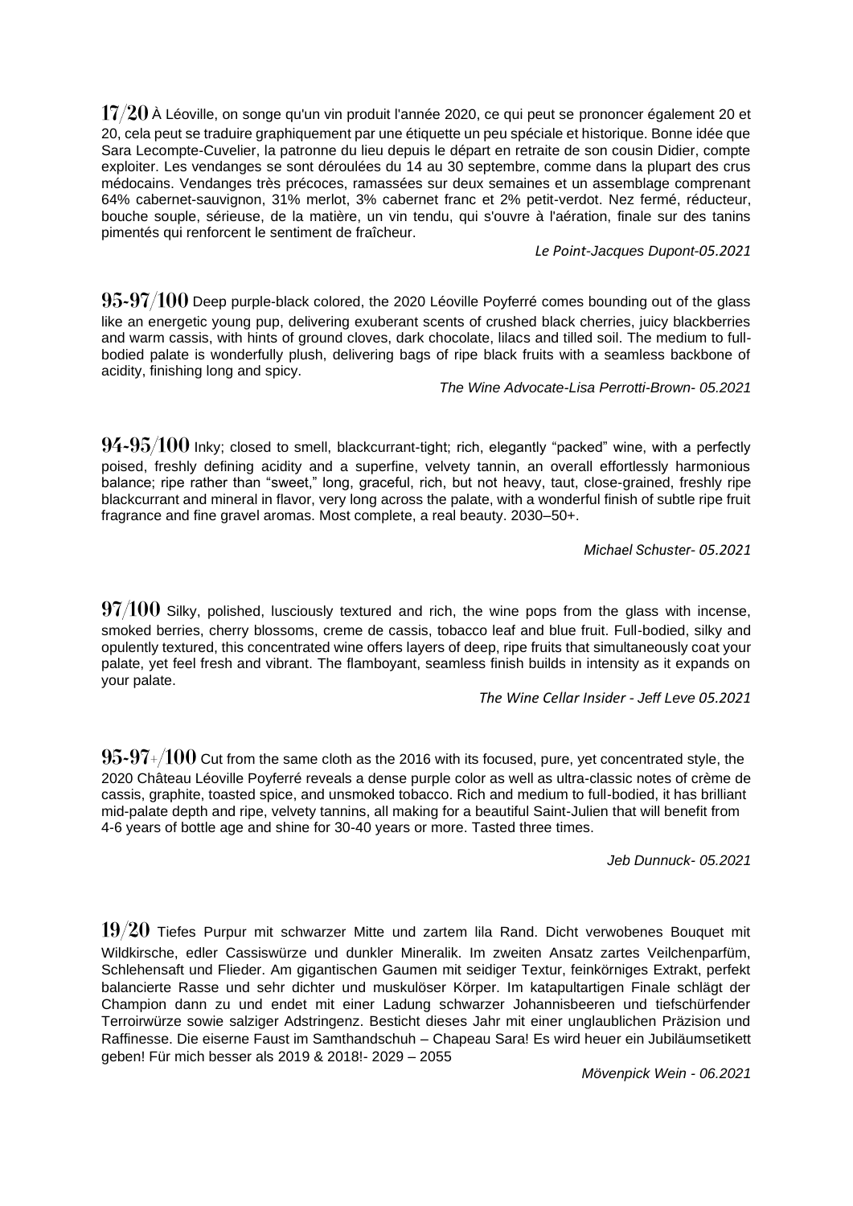**17/20** À Léoville, on songe qu'un vin produit l'année 2020, ce qui peut se prononcer également 20 et 20, cela peut se traduire graphiquement par une étiquette un peu spéciale et historique. Bonne idée que Sara Lecompte-Cuvelier, la patronne du lieu depuis le départ en retraite de son cousin Didier, compte exploiter. Les vendanges se sont déroulées du 14 au 30 septembre, comme dans la plupart des crus médocains. Vendanges très précoces, ramassées sur deux semaines et un assemblage comprenant 64% cabernet-sauvignon, 31% merlot, 3% cabernet franc et 2% petit-verdot. Nez fermé, réducteur, bouche souple, sérieuse, de la matière, un vin tendu, qui s'ouvre à l'aération, finale sur des tanins pimentés qui renforcent le sentiment de fraîcheur.

*Le Point-Jacques Dupont-05.2021*

**95-97/100** Deep purple-black colored, the 2020 Léoville Poyferré comes bounding out of the glass like an energetic young pup, delivering exuberant scents of crushed black cherries, juicy blackberries and warm cassis, with hints of ground cloves, dark chocolate, lilacs and tilled soil. The medium to full-bodied palate is wonderfully plush, delivering bags of ripe black fruits with a seamless backbone of acidity, finishing long and spicy.

*The Wine Advocate-Lisa Perrotti-Brown- 05.2021*

**94-95/100** Inky; closed to smell, blackcurrant-tight; rich, elegantly "packed" wine, with a perfectly poised, freshly defining acidity and a superfine, velvety tannin, an overall effortlessly harmonious balance; ripe rather than "sweet," long, graceful, rich, but not heavy, taut, close-grained, freshly ripe blackcurrant and mineral in flavor, very long across the palate, with a wonderful finish of subtle ripe fruit fragrance and fine gravel aromas. Most complete, a real beauty. 2030–50+.

*Michael Schuster- 05.2021*

**97/100** Silky, polished, lusciously textured and rich, the wine pops from the glass with incense, smoked berries, cherry blossoms, creme de cassis, tobacco leaf and blue fruit. Full-bodied, silky and opulently textured, this concentrated wine offers layers of deep, ripe fruits that simultaneously coat your palate, yet feel fresh and vibrant. The flamboyant, seamless finish builds in intensity as it expands on your palate.

*The Wine Cellar Insider - Jeff Leve 05.2021*

**95-97+/100** Cut from the same cloth as the 2016 with its focused, pure, yet concentrated style, the 2020 Château Léoville Poyferré reveals a dense purple color as well as ultra-classic notes of crème de cassis, graphite, toasted spice, and unsmoked tobacco. Rich and medium to full-bodied, it has brilliant mid-palate depth and ripe, velvety tannins, all making for a beautiful Saint-Julien that will benefit from 4-6 years of bottle age and shine for 30-40 years or more. Tasted three times.

*Jeb Dunnuck- 05.2021*

**19/20** Tiefes Purpur mit schwarzer Mitte und zartem lila Rand. Dicht verwobenes Bouquet mit Wildkirsche, edler Cassiswürze und dunkler Mineralik. Im zweiten Ansatz zartes Veilchenparfüm, Schlehensaft und Flieder. Am gigantischen Gaumen mit seidiger Textur, feinkörniges Extrakt, perfekt balancierte Rasse und sehr dichter und muskulöser Körper. Im katapultartigen Finale schlägt der Champion dann zu und endet mit einer Ladung schwarzer Johannisbeeren und tiefschürfender Terroirwürze sowie salziger Adstringenz. Besticht dieses Jahr mit einer unglaublichen Präzision und Raffinesse. Die eiserne Faust im Samthandschuh – Chapeau Sara! Es wird heuer ein Jubiläumsetikett geben! Für mich besser als 2019 & 2018!- 2029 – 2055

*Mövenpick Wein - 06.2021*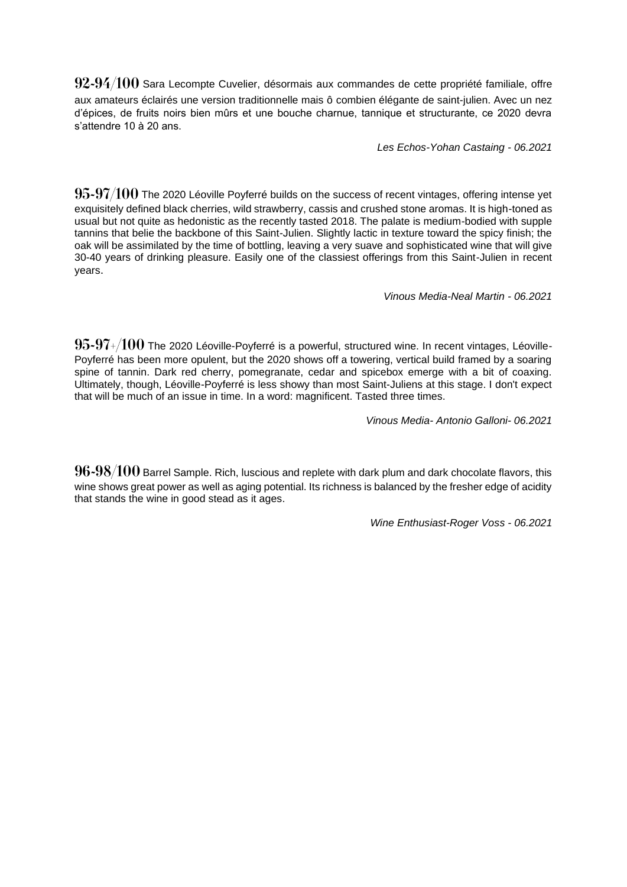**92-94/100** Sara Lecompte Cuvelier, désormais aux commandes de cette propriété familiale, offre aux amateurs éclairés une version traditionnelle mais ô combien élégante de saint-julien. Avec un nez d'épices, de fruits noirs bien mûrs et une bouche charnue, tannique et structurante, ce 2020 devra s'attendre 10 à 20 ans.

*Les Echos-Yohan Castaing - 06.2021*

**95-97/100** The 2020 Léoville Poyferré builds on the success of recent vintages, offering intense yet exquisitely defined black cherries, wild strawberry, cassis and crushed stone aromas. It is high-toned as usual but not quite as hedonistic as the recently tasted 2018. The palate is medium-bodied with supple tannins that belie the backbone of this Saint-Julien. Slightly lactic in texture toward the spicy finish; the oak will be assimilated by the time of bottling, leaving a very suave and sophisticated wine that will give 30-40 years of drinking pleasure. Easily one of the classiest offerings from this Saint-Julien in recent years.

*Vinous Media-Neal Martin - 06.2021*

**95-97+/100** The 2020 Léoville-Poyferré is a powerful, structured wine. In recent vintages, Léoville-Poyferré has been more opulent, but the 2020 shows off a towering, vertical build framed by a soaring spine of tannin. Dark red cherry, pomegranate, cedar and spicebox emerge with a bit of coaxing. Ultimately, though, Léoville-Poyferré is less showy than most Saint-Juliens at this stage. I don't expect that will be much of an issue in time. In a word: magnificent. Tasted three times.

*Vinous Media- Antonio Galloni- 06.2021*

**96-98/100** Barrel Sample. Rich, luscious and replete with dark plum and dark chocolate flavors, this wine shows great power as well as aging potential. Its richness is balanced by the fresher edge of acidity that stands the wine in good stead as it ages.

*Wine Enthusiast-Roger Voss - 06.2021*